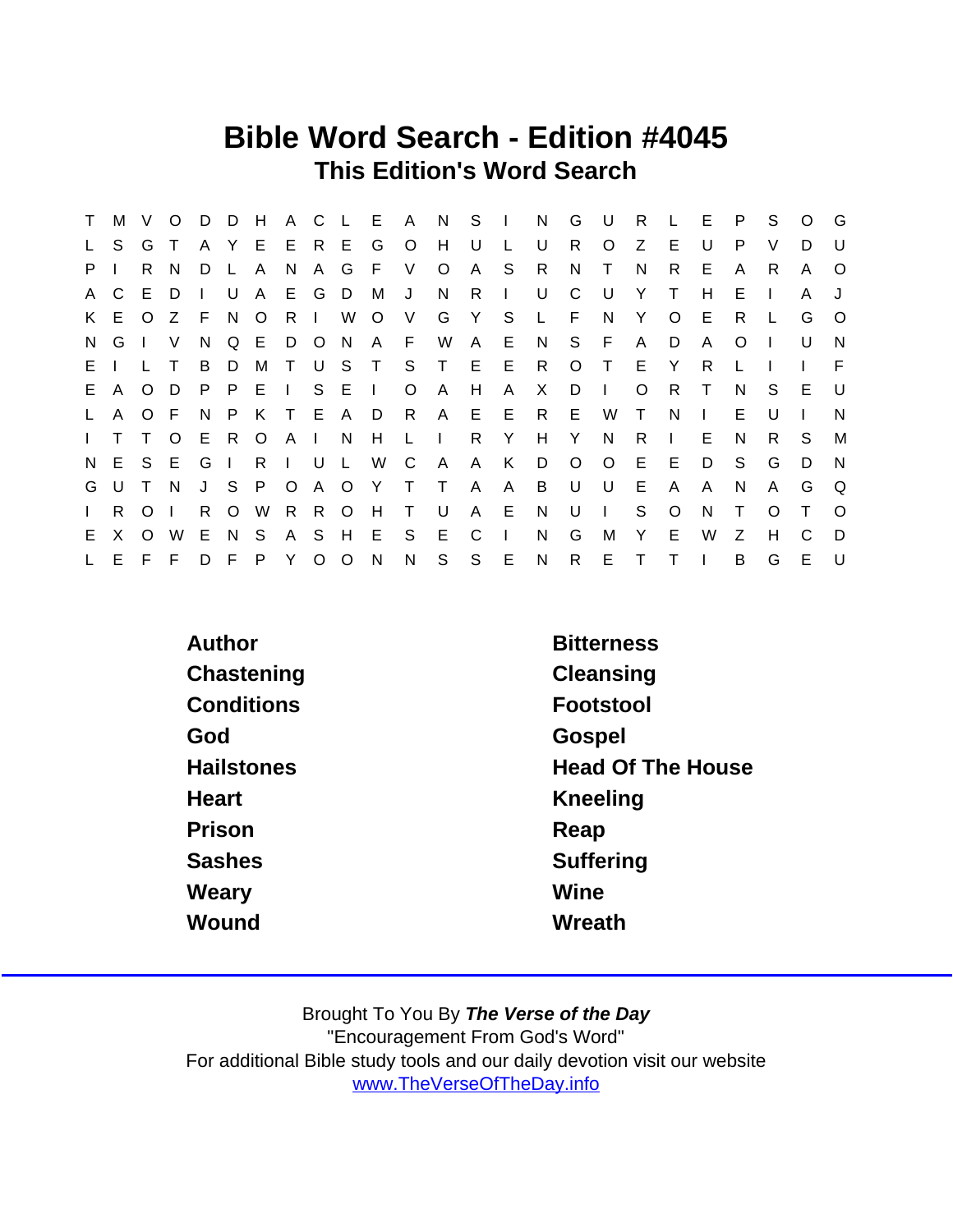# Bible Word Search - Edition #4045

## This Edition's Word Search

```
T M V O D D H A C L E A N S I N G U R L E P S O G
L S G T A Y E E R E G O H U L U R O Z E U P V D U
P I R N D L A N A G F V O A S R N T N R E A R A O
A C E D I U A E G D M J N R I U C U Y T H E I A J
K E O Z F N O R I W O V G Y S L F N Y O E R L G O
N G I V N Q E D O N A F W A E N S F A D A O I U N
E I L T B D M T U S T S T E E R O T E Y R L I I F
E A O D P P E I S E I O A H A X D I O R T N S E U
L A O F N P K T E A D R A E E R E W T N I E U I N
I T T O E R O A I N H L I R Y H Y N R I E N R S M
N E S E G I R I U L W C A A K D O O E E D S G D N
G U T N J S P O A O Y T T A A B U U E A A N A G Q
I R O I R O W R R O H T U A E N U I S O N T O T O
E X O W E N S A S H E S E C I N G M Y E W Z H C D
L E F F D F P Y O O N N S S E N R E T T I B G E U
```

| | |
|---|---|
| Author | Bitterness |
| Chastening | Cleansing |
| Conditions | Footstool |
| God | Gospel |
| Hailstones | Head Of The House |
| Heart | Kneeling |
| Prison | Reap |
| Sashes | Suffering |
| Weary | Wine |
| Wound | Wreath |

Brought To You By ***The Verse of the Day***
"Encouragement From God's Word"
For additional Bible study tools and our daily devotion visit our website
www.TheVerseOfTheDay.info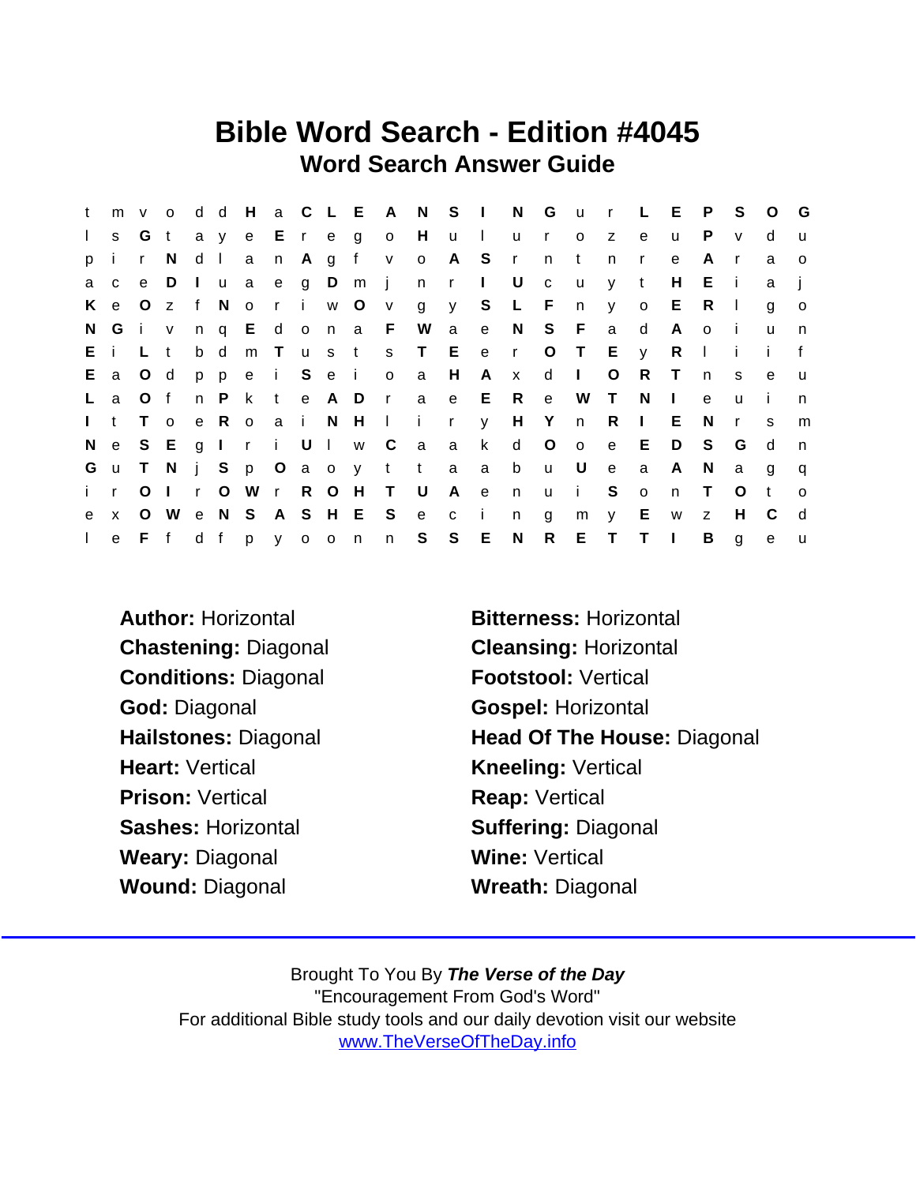# Bible Word Search - Edition #4045

## Word Search Answer Guide

```
t m v o d d H a C L E A N S I N G u r L E P S O G
l s G t a y e E r e g o H u l u r o z e u P v d u
p i r N d l a n A g f v o A S r n t n r e A r a o
a c e D I u a e g D m j n r I U c u y t H E i a j
K e O z f N o r i w O v g y S L F n y o E R l g o
N G i v n q E d o n a F W a e N S F a d A o i u n
E i L t b d m T u s t s T E e r O T E y R l i i f
E a O d p p e i S e i o a H A x d I O R T n s e u
L a O f n P k t e A D r a e E R e W T N I e u i n
I t T o e R o a i N H l i r y H Y n R I E N r s m
N e S E g I r i U l w C a a k d O o e E D S G d n
G u T N j S p O a o y t t a a b u U e a A N a g q
i r O I r O W r R O H T U A e n u i S o n T O t o
e x O W e N S A S H E S e c i n g m y E w z H C d
l e F f d f p y o o n n S S E N R E T T I B g e u
```

**Author:** Horizontal

**Bitterness:** Horizontal

**Chastening:** Diagonal

**Cleansing:** Horizontal

**Conditions:** Diagonal

**Footstool:** Vertical

**God:** Diagonal

**Gospel:** Horizontal

**Hailstones:** Diagonal

**Head Of The House:** Diagonal

**Heart:** Vertical

**Kneeling:** Vertical

**Prison:** Vertical

**Reap:** Vertical

**Sashes:** Horizontal

**Suffering:** Diagonal

**Weary:** Diagonal

**Wine:** Vertical

**Wound:** Diagonal

**Wreath:** Diagonal

---

Brought To You By ***The Verse of the Day***

"Encouragement From God's Word"

For additional Bible study tools and our daily devotion visit our website

www.TheVerseOfTheDay.info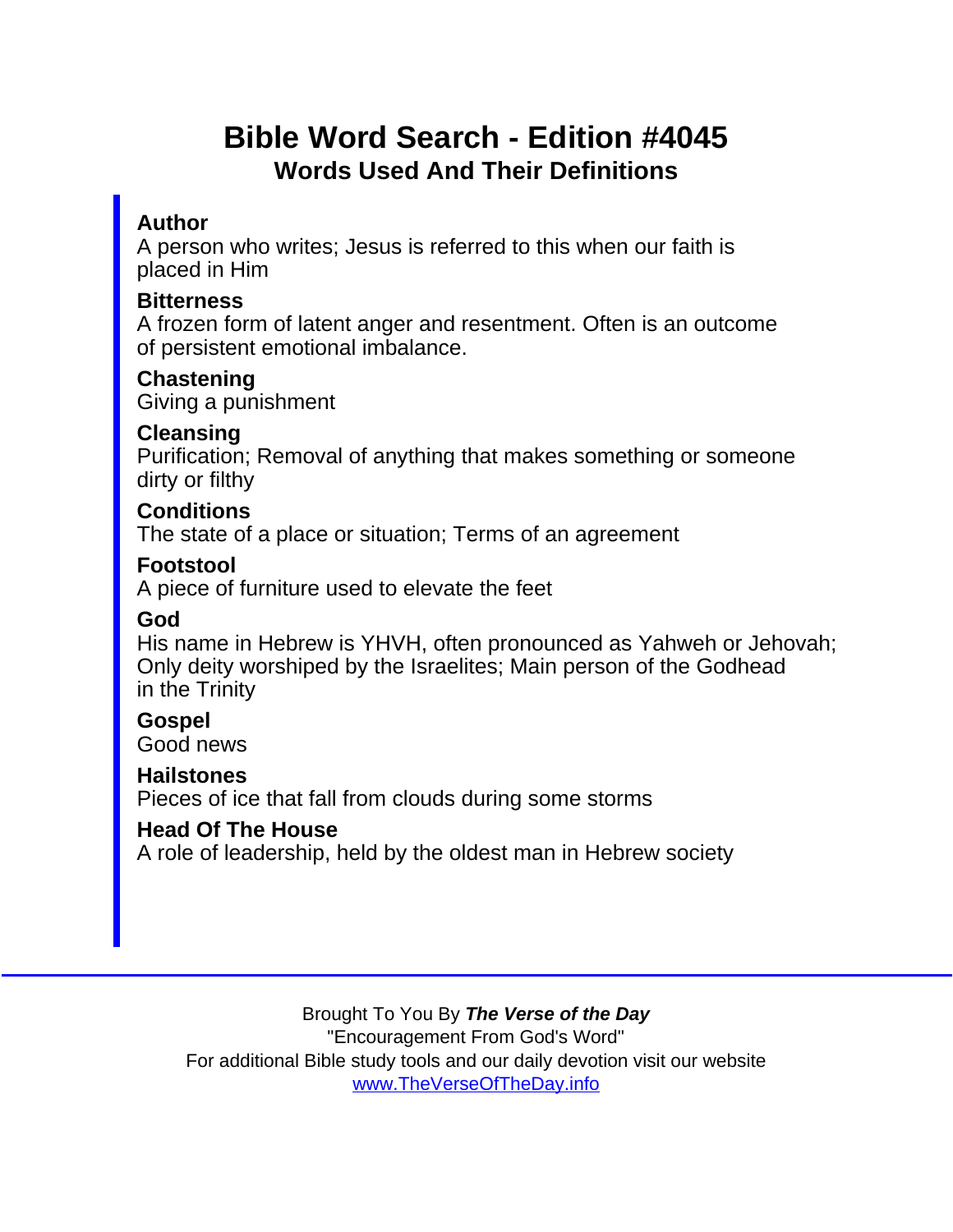# Bible Word Search - Edition #4045

## Words Used And Their Definitions

**Author**
A person who writes; Jesus is referred to this when our faith is placed in Him

**Bitterness**
A frozen form of latent anger and resentment. Often is an outcome of persistent emotional imbalance.

**Chastening**
Giving a punishment

**Cleansing**
Purification; Removal of anything that makes something or someone dirty or filthy

**Conditions**
The state of a place or situation; Terms of an agreement

**Footstool**
A piece of furniture used to elevate the feet

**God**
His name in Hebrew is YHVH, often pronounced as Yahweh or Jehovah; Only deity worshiped by the Israelites; Main person of the Godhead in the Trinity

**Gospel**
Good news

**Hailstones**
Pieces of ice that fall from clouds during some storms

**Head Of The House**
A role of leadership, held by the oldest man in Hebrew society

---

Brought To You By ***The Verse of the Day***
"Encouragement From God's Word"
For additional Bible study tools and our daily devotion visit our website
[www.TheVerseOfTheDay.info](http://www.TheVerseOfTheDay.info)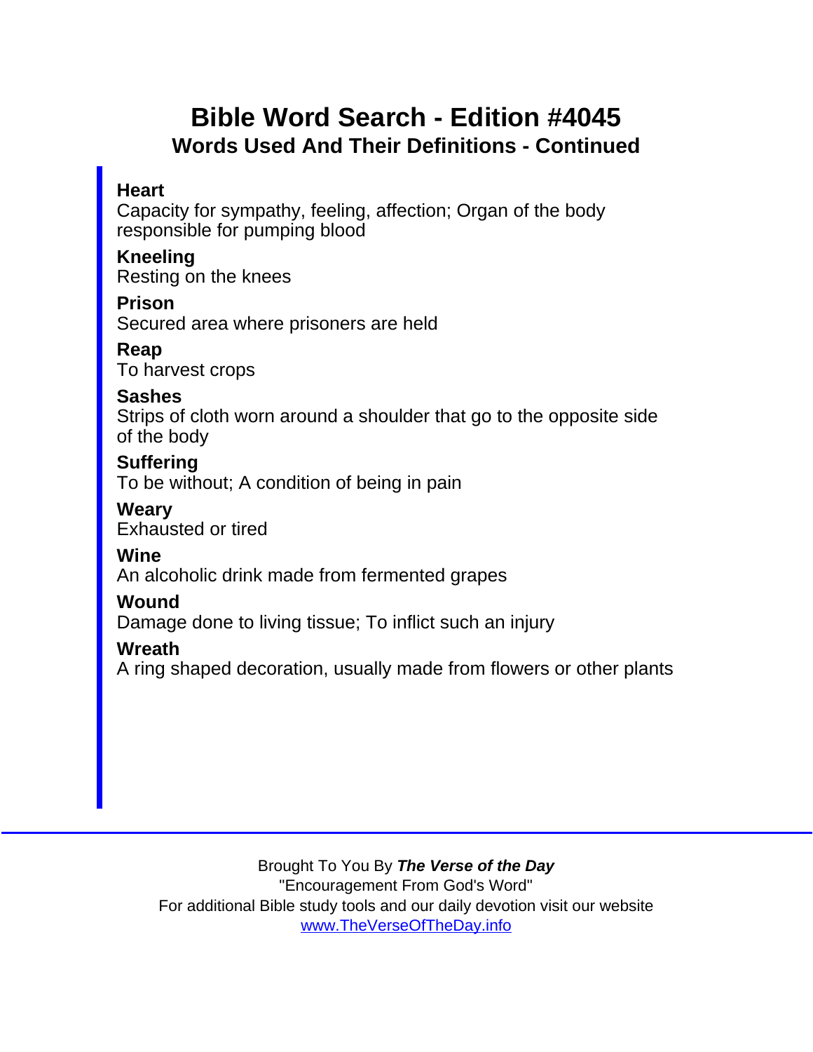# Bible Word Search - Edition #4045

## Words Used And Their Definitions - Continued

**Heart**
Capacity for sympathy, feeling, affection; Organ of the body responsible for pumping blood

**Kneeling**
Resting on the knees

**Prison**
Secured area where prisoners are held

**Reap**
To harvest crops

**Sashes**
Strips of cloth worn around a shoulder that go to the opposite side of the body

**Suffering**
To be without; A condition of being in pain

**Weary**
Exhausted or tired

**Wine**
An alcoholic drink made from fermented grapes

**Wound**
Damage done to living tissue; To inflict such an injury

**Wreath**
A ring shaped decoration, usually made from flowers or other plants

---

Brought To You By ***The Verse of the Day***
"Encouragement From God's Word"
For additional Bible study tools and our daily devotion visit our website
[www.TheVerseOfTheDay.info](http://www.TheVerseOfTheDay.info)